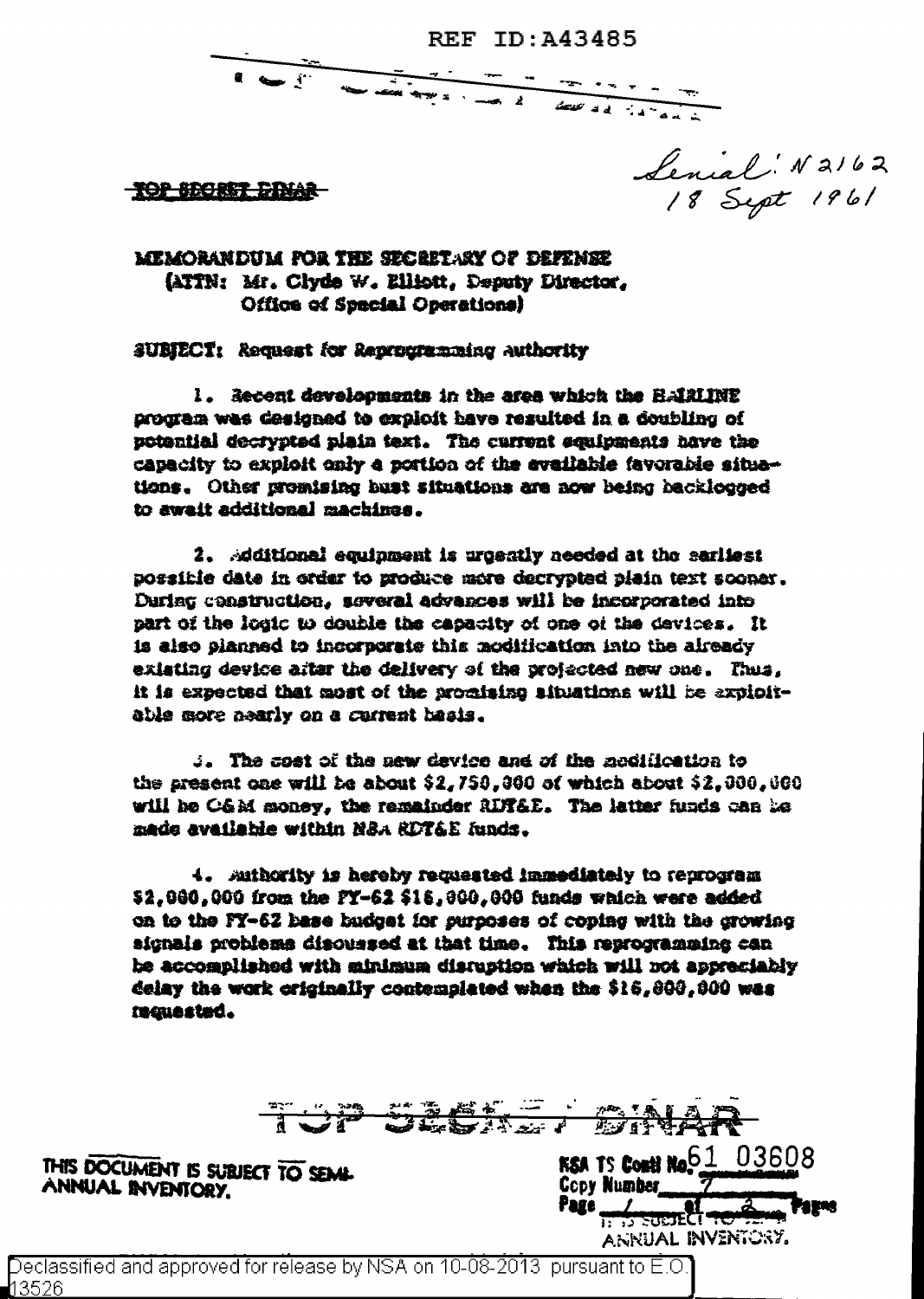REF ID:A43485

~~TOP SECRET DINAR~~

Serial: N2162
18 Sept 1961

MEMORANDUM FOR THE SECRETARY OF DEFENSE
(ATTN: Mr. Clyde W. Elliott, Deputy Director, Office of Special Operations)

SUBJECT: Request for Reprogramming Authority

1. Recent developments in the area which the HAIRLINE program was designed to exploit have resulted in a doubling of potential decrypted plain text. The current equipments have the capacity to exploit only a portion of the available favorable situations. Other promising bust situations are now being backlogged to await additional machines.

2. Additional equipment is urgently needed at the earliest possible date in order to produce more decrypted plain text sooner. During construction, several advances will be incorporated into part of the logic to double the capacity of one of the devices. It is also planned to incorporate this modification into the already existing device after the delivery of the projected new one. Thus, it is expected that most of the promising situations will be exploitable more nearly on a current basis.

3. The cost of the new device and of the modification to the present one will be about $2,750,000 of which about $2,000,000 will be O&M money, the remainder RDT&E. The latter funds can be made available within NSA RDT&E funds.

4. Authority is hereby requested immediately to reprogram $2,000,000 from the FY-62 $16,000,000 funds which were added on to the FY-62 base budget for purposes of coping with the growing signals problems discussed at that time. This reprogramming can be accomplished with minimum disruption which will not appreciably delay the work originally contemplated when the $16,000,000 was requested.

~~TOP SECRET DINAR~~

THIS DOCUMENT IS SUBJECT TO SEMI-ANNUAL INVENTORY.

NSA TS Contl No. 61 03608
Copy Number 7
Page 1 of 2 Pages
IT IS SUBJECT TO SEMI-ANNUAL INVENTORY.

Declassified and approved for release by NSA on 10-08-2013 pursuant to E.O. 13526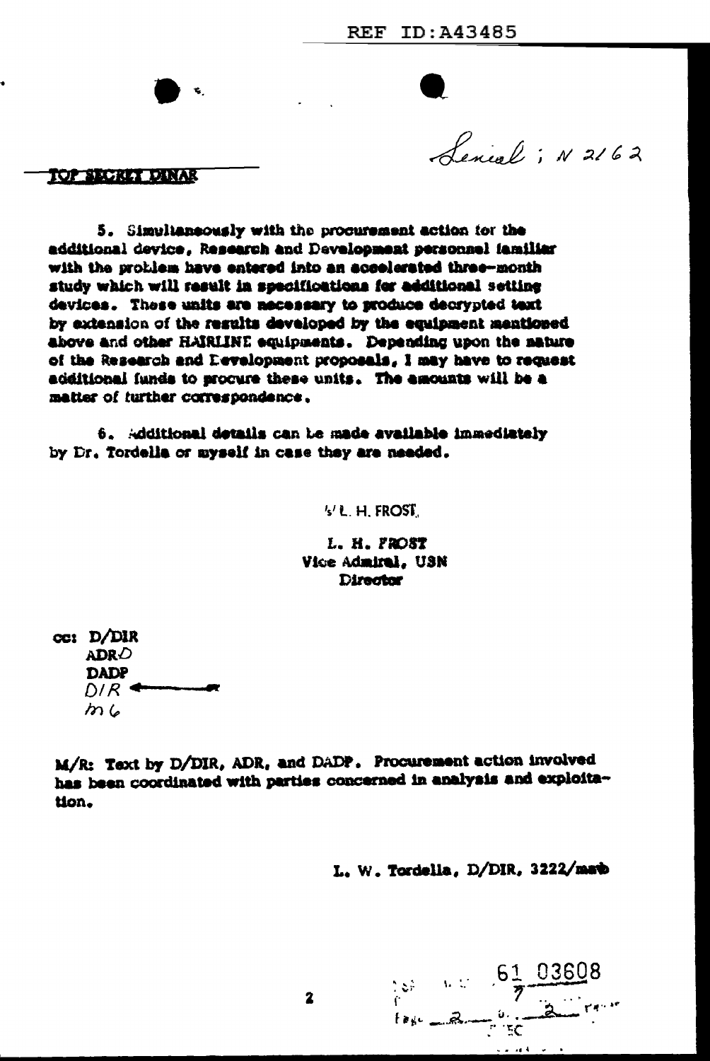REF ID:A43485

Serial : N 2162

TOP SECRET DINAR

5. Simultaneously with the procurement action for the additional device, Research and Development personnel familiar with the problem have entered into an accelerated three-month study which will result in specifications for additional setting devices. These units are necessary to produce decrypted text by extension of the results developed by the equipment mentioned above and other HAIRLINE equipments. Depending upon the nature of the Research and Development proposals, I may have to request additional funds to procure these units. The amounts will be a matter of further correspondence.

6. Additional details can be made available immediately by Dr. Tordella or myself in case they are needed.

S/ L. H. FROST

L. H. FROST
Vice Admiral, USN
Director

cc: D/DIR
ADRD
DADP
DIR ←
MG

M/R: Text by D/DIR, ADR, and DADP. Procurement action involved has been coordinated with parties concerned in analysis and exploitation.

L. W. Tordella, D/DIR, 3222/mab

61 03608
7
Page 2 of 2